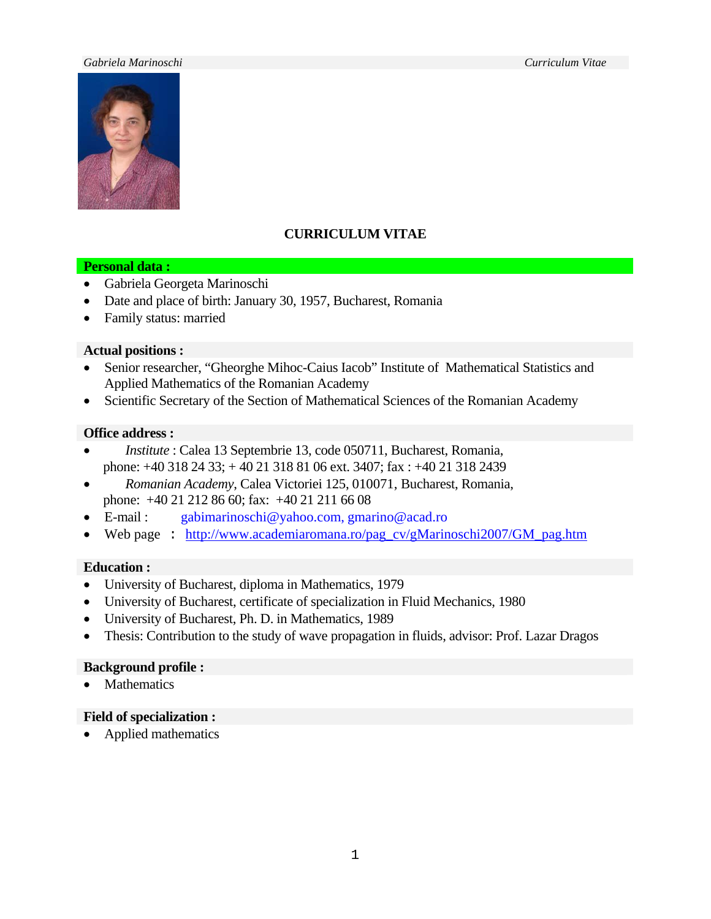# CURRICULUM VITAE

## Personal data :

- Gabriela Georgeta Marinoschi
- Date and place of birth: January 30, 1957, Bucharest, Romania
- Family status: married

## Actual positions :

- Senior researcher, “Gheorghe Mihoc-Caius Iacob” Institute of Mathematical Statistics and Applied Mathematics of the Romanian Academy
- Scientific Secretary of the Section of Mathematical Sciences of the Romanian Academy

## Office address :

- *Institute* : Calea 13 Septembrie 13, code 050711, Bucharest, Romania, phone: +40 318 24 33; + 40 21 318 81 06 ext. 3407; fax : +40 21 318 2439
- *Romanian Academy*, Calea Victoriei 125, 010071, Bucharest, Romania, phone: +40 21 212 86 60; fax: +40 21 211 66 08
- E-mail : gabimarinoschi@yahoo.com, gmarino@acad.ro
- Web page : http://www.academiaromana.ro/pag_cv/gMarinoschi2007/GM_pag.htm

## Education :

- University of Bucharest, diploma in Mathematics, 1979
- University of Bucharest, certificate of specialization in Fluid Mechanics, 1980
- University of Bucharest, Ph. D. in Mathematics, 1989
- Thesis: Contribution to the study of wave propagation in fluids, advisor: Prof. Lazar Dragos

## Background profile :

- Mathematics

## Field of specialization :

- Applied mathematics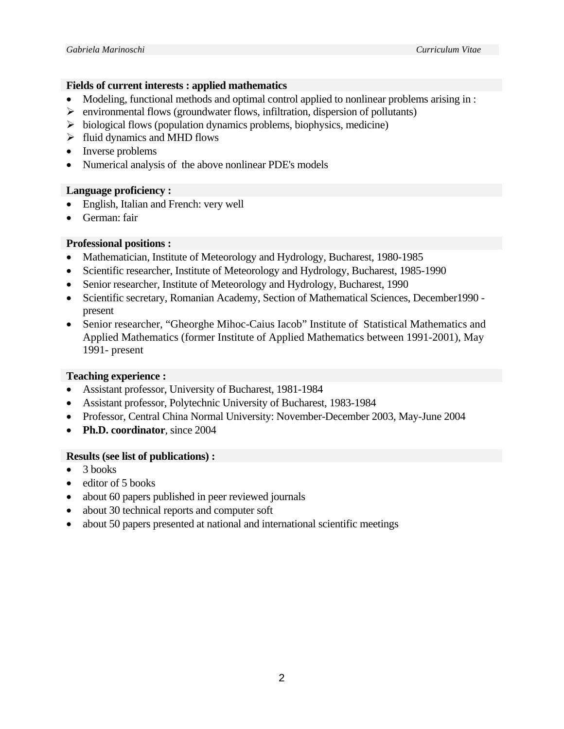**Fields of current interests : applied mathematics**

- Modeling, functional methods and optimal control applied to nonlinear problems arising in :
  - environmental flows (groundwater flows, infiltration, dispersion of pollutants)
  - biological flows (population dynamics problems, biophysics, medicine)
  - fluid dynamics and MHD flows
- Inverse problems
- Numerical analysis of the above nonlinear PDE's models

**Language proficiency :**

- English, Italian and French: very well
- German: fair

**Professional positions :**

- Mathematician, Institute of Meteorology and Hydrology, Bucharest, 1980-1985
- Scientific researcher, Institute of Meteorology and Hydrology, Bucharest, 1985-1990
- Senior researcher, Institute of Meteorology and Hydrology, Bucharest, 1990
- Scientific secretary, Romanian Academy, Section of Mathematical Sciences, December1990 - present
- Senior researcher, "Gheorghe Mihoc-Caius Iacob" Institute of Statistical Mathematics and Applied Mathematics (former Institute of Applied Mathematics between 1991-2001), May 1991- present

**Teaching experience :**

- Assistant professor, University of Bucharest, 1981-1984
- Assistant professor, Polytechnic University of Bucharest, 1983-1984
- Professor, Central China Normal University: November-December 2003, May-June 2004
- **Ph.D. coordinator**, since 2004

**Results (see list of publications) :**

- 3 books
- editor of 5 books
- about 60 papers published in peer reviewed journals
- about 30 technical reports and computer soft
- about 50 papers presented at national and international scientific meetings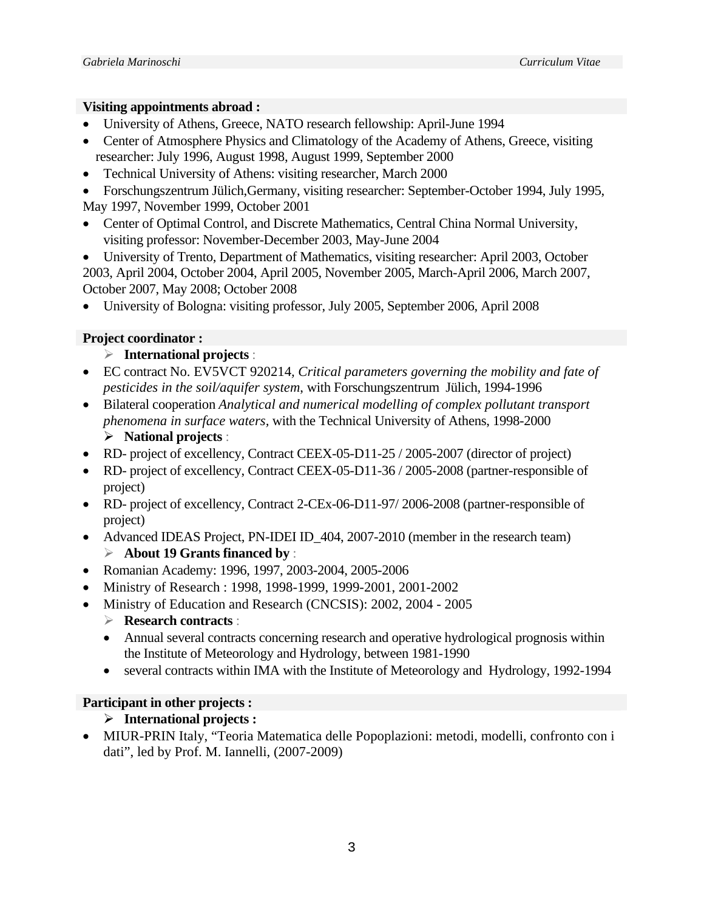**Visiting appointments abroad :**

- University of Athens, Greece, NATO research fellowship: April-June 1994
- Center of Atmosphere Physics and Climatology of the Academy of Athens, Greece, visiting researcher: July 1996, August 1998, August 1999, September 2000
- Technical University of Athens: visiting researcher, March 2000
- Forschungszentrum Jülich,Germany, visiting researcher: September-October 1994, July 1995, May 1997, November 1999, October 2001
- Center of Optimal Control, and Discrete Mathematics, Central China Normal University, visiting professor: November-December 2003, May-June 2004
- University of Trento, Department of Mathematics, visiting researcher: April 2003, October 2003, April 2004, October 2004, April 2005, November 2005, March-April 2006, March 2007, October 2007, May 2008; October 2008
- University of Bologna: visiting professor, July 2005, September 2006, April 2008

**Project coordinator :**

- **International projects** :
  - EC contract No. EV5VCT 920214, *Critical parameters governing the mobility and fate of pesticides in the soil/aquifer system*, with Forschungszentrum Jülich, 1994-1996
  - Bilateral cooperation *Analytical and numerical modelling of complex pollutant transport phenomena in surface waters*, with the Technical University of Athens, 1998-2000
- **National projects** :
  - RD- project of excellency, Contract CEEX-05-D11-25 / 2005-2007 (director of project)
  - RD- project of excellency, Contract CEEX-05-D11-36 / 2005-2008 (partner-responsible of project)
  - RD- project of excellency, Contract 2-CEx-06-D11-97/ 2006-2008 (partner-responsible of project)
  - Advanced IDEAS Project, PN-IDEI ID_404, 2007-2010 (member in the research team)
- **About 19 Grants financed by** :
  - Romanian Academy: 1996, 1997, 2003-2004, 2005-2006
  - Ministry of Research : 1998, 1998-1999, 1999-2001, 2001-2002
  - Ministry of Education and Research (CNCSIS): 2002, 2004 - 2005
- **Research contracts** :
  - Annual several contracts concerning research and operative hydrological prognosis within the Institute of Meteorology and Hydrology, between 1981-1990
  - several contracts within IMA with the Institute of Meteorology and Hydrology, 1992-1994

**Participant in other projects :**

- **International projects :**
  - MIUR-PRIN Italy, "Teoria Matematica delle Popoplazioni: metodi, modelli, confronto con i dati", led by Prof. M. Iannelli, (2007-2009)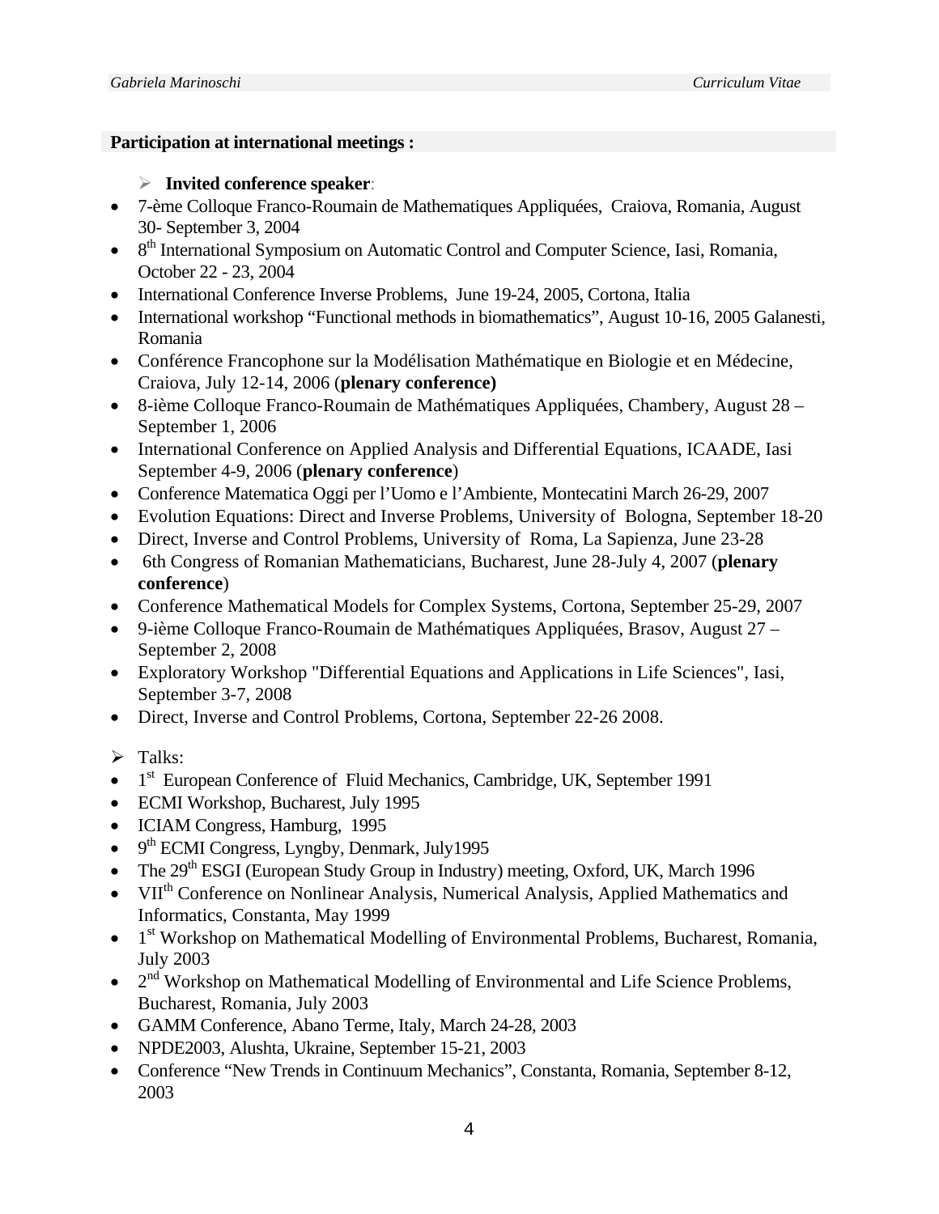## Participation at international meetings :

- **Invited conference speaker**:

- 7-ème Colloque Franco-Roumain de Mathematiques Appliquées, Craiova, Romania, August 30- September 3, 2004
- 8th International Symposium on Automatic Control and Computer Science, Iasi, Romania, October 22 - 23, 2004
- International Conference Inverse Problems, June 19-24, 2005, Cortona, Italia
- International workshop "Functional methods in biomathematics", August 10-16, 2005 Galanesti, Romania
- Conférence Francophone sur la Modélisation Mathématique en Biologie et en Médecine, Craiova, July 12-14, 2006 (**plenary conference)**
- 8-ième Colloque Franco-Roumain de Mathématiques Appliquées, Chambery, August 28 – September 1, 2006
- International Conference on Applied Analysis and Differential Equations, ICAADE, Iasi September 4-9, 2006 (**plenary conference**)
- Conference Matematica Oggi per l'Uomo e l'Ambiente, Montecatini March 26-29, 2007
- Evolution Equations: Direct and Inverse Problems, University of Bologna, September 18-20
- Direct, Inverse and Control Problems, University of Roma, La Sapienza, June 23-28
- 6th Congress of Romanian Mathematicians, Bucharest, June 28-July 4, 2007 (**plenary conference**)
- Conference Mathematical Models for Complex Systems, Cortona, September 25-29, 2007
- 9-ième Colloque Franco-Roumain de Mathématiques Appliquées, Brasov, August 27 – September 2, 2008
- Exploratory Workshop "Differential Equations and Applications in Life Sciences", Iasi, September 3-7, 2008
- Direct, Inverse and Control Problems, Cortona, September 22-26 2008.

- Talks:

- 1st European Conference of Fluid Mechanics, Cambridge, UK, September 1991
- ECMI Workshop, Bucharest, July 1995
- ICIAM Congress, Hamburg, 1995
- 9th ECMI Congress, Lyngby, Denmark, July1995
- The 29th ESGI (European Study Group in Industry) meeting, Oxford, UK, March 1996
- VIIth Conference on Nonlinear Analysis, Numerical Analysis, Applied Mathematics and Informatics, Constanta, May 1999
- 1st Workshop on Mathematical Modelling of Environmental Problems, Bucharest, Romania, July 2003
- 2nd Workshop on Mathematical Modelling of Environmental and Life Science Problems, Bucharest, Romania, July 2003
- GAMM Conference, Abano Terme, Italy, March 24-28, 2003
- NPDE2003, Alushta, Ukraine, September 15-21, 2003
- Conference "New Trends in Continuum Mechanics", Constanta, Romania, September 8-12, 2003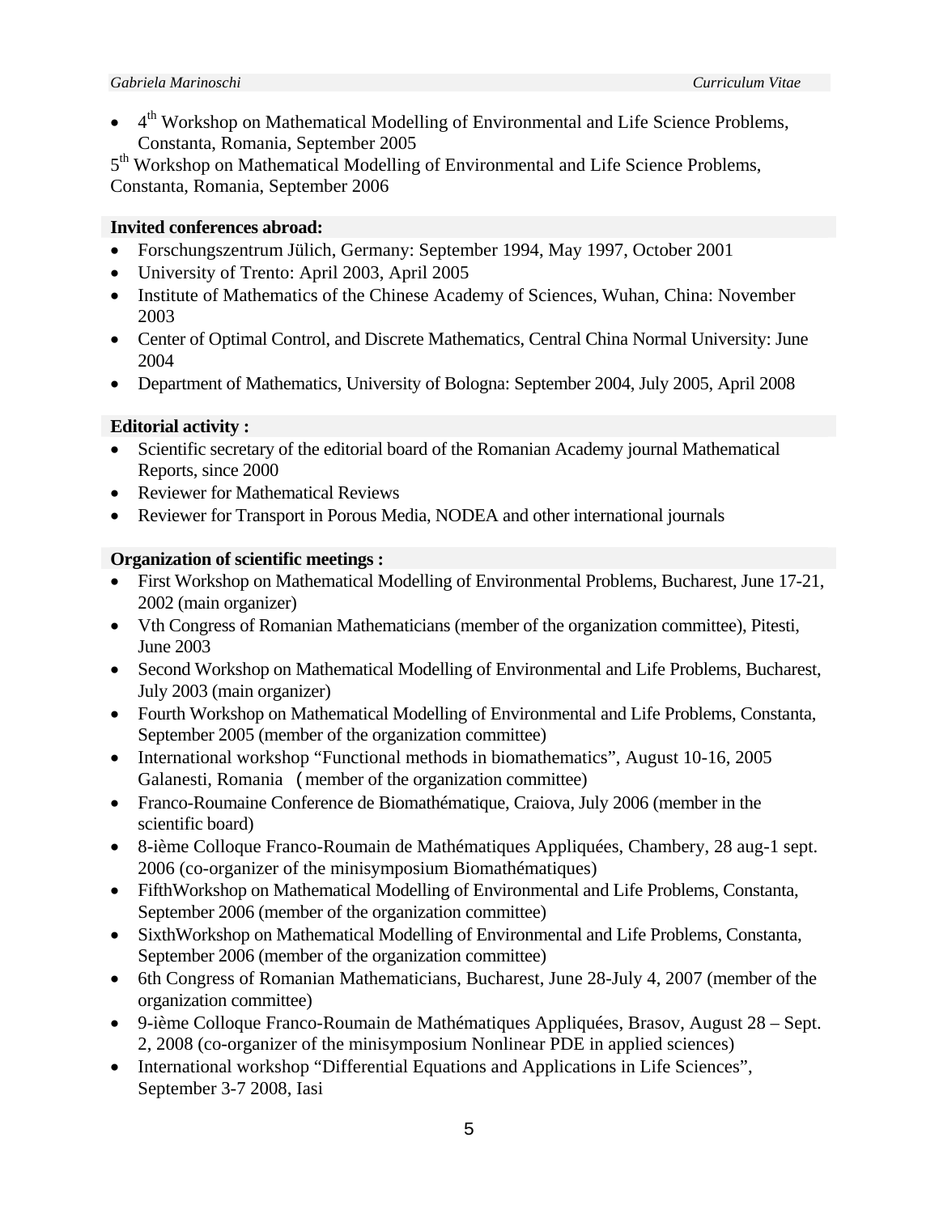- 4[th] Workshop on Mathematical Modelling of Environmental and Life Science Problems, Constanta, Romania, September 2005

5[th] Workshop on Mathematical Modelling of Environmental and Life Science Problems, Constanta, Romania, September 2006

**Invited conferences abroad:**

- Forschungszentrum Jülich, Germany: September 1994, May 1997, October 2001
- University of Trento: April 2003, April 2005
- Institute of Mathematics of the Chinese Academy of Sciences, Wuhan, China: November 2003
- Center of Optimal Control, and Discrete Mathematics, Central China Normal University: June 2004
- Department of Mathematics, University of Bologna: September 2004, July 2005, April 2008

**Editorial activity :**

- Scientific secretary of the editorial board of the Romanian Academy journal Mathematical Reports, since 2000
- Reviewer for Mathematical Reviews
- Reviewer for Transport in Porous Media, NODEA and other international journals

**Organization of scientific meetings :**

- First Workshop on Mathematical Modelling of Environmental Problems, Bucharest, June 17-21, 2002 (main organizer)
- Vth Congress of Romanian Mathematicians (member of the organization committee), Pitesti, June 2003
- Second Workshop on Mathematical Modelling of Environmental and Life Problems, Bucharest, July 2003 (main organizer)
- Fourth Workshop on Mathematical Modelling of Environmental and Life Problems, Constanta, September 2005 (member of the organization committee)
- International workshop "Functional methods in biomathematics", August 10-16, 2005 Galanesti, Romania (member of the organization committee)
- Franco-Roumaine Conference de Biomathématique, Craiova, July 2006 (member in the scientific board)
- 8-ième Colloque Franco-Roumain de Mathématiques Appliquées, Chambery, 28 aug-1 sept. 2006 (co-organizer of the minisymposium Biomathématiques)
- FifthWorkshop on Mathematical Modelling of Environmental and Life Problems, Constanta, September 2006 (member of the organization committee)
- SixthWorkshop on Mathematical Modelling of Environmental and Life Problems, Constanta, September 2006 (member of the organization committee)
- 6th Congress of Romanian Mathematicians, Bucharest, June 28-July 4, 2007 (member of the organization committee)
- 9-ième Colloque Franco-Roumain de Mathématiques Appliquées, Brasov, August 28 – Sept. 2, 2008 (co-organizer of the minisymposium Nonlinear PDE in applied sciences)
- International workshop "Differential Equations and Applications in Life Sciences", September 3-7 2008, Iasi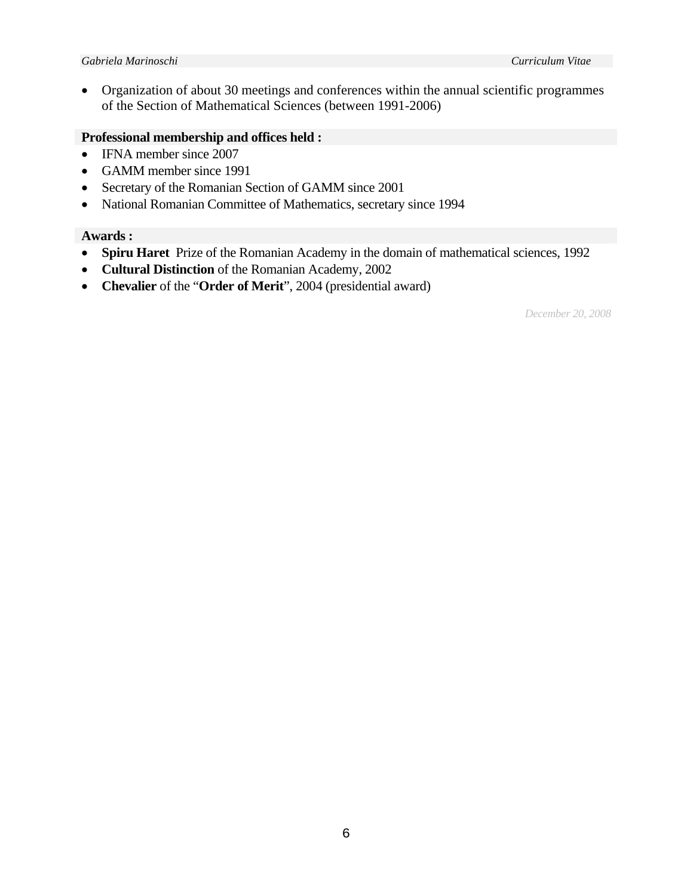- Organization of about 30 meetings and conferences within the annual scientific programmes of the Section of Mathematical Sciences (between 1991-2006)

**Professional membership and offices held :**

- IFNA member since 2007
- GAMM member since 1991
- Secretary of the Romanian Section of GAMM since 2001
- National Romanian Committee of Mathematics, secretary since 1994

**Awards :**

- **Spiru Haret** Prize of the Romanian Academy in the domain of mathematical sciences, 1992
- **Cultural Distinction** of the Romanian Academy, 2002
- **Chevalier** of the "**Order of Merit**", 2004 (presidential award)

*December 20, 2008*